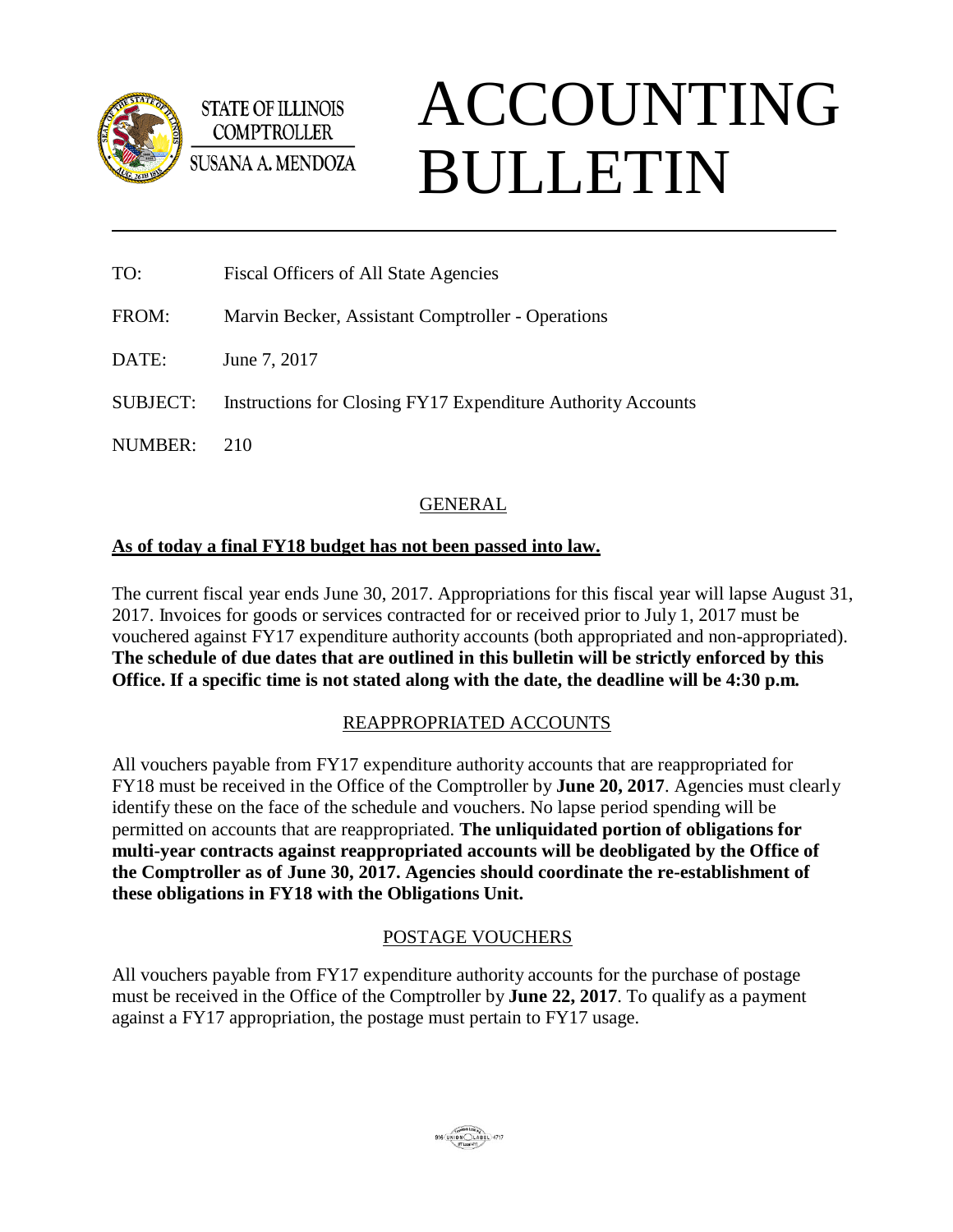STATE OF ILLINOIS
COMPTROLLER
SUSANA A. MENDOZA

# ACCOUNTING BULLETIN

TO: Fiscal Officers of All State Agencies

FROM: Marvin Becker, Assistant Comptroller - Operations

DATE: June 7, 2017

SUBJECT: Instructions for Closing FY17 Expenditure Authority Accounts

NUMBER: 210

## GENERAL

**As of today a final FY18 budget has not been passed into law.**

The current fiscal year ends June 30, 2017. Appropriations for this fiscal year will lapse August 31, 2017. Invoices for goods or services contracted for or received prior to July 1, 2017 must be vouchered against FY17 expenditure authority accounts (both appropriated and non-appropriated). **The schedule of due dates that are outlined in this bulletin will be strictly enforced by this Office. If a specific time is not stated along with the date, the deadline will be 4:30 p.m.**

## REAPPROPRIATED ACCOUNTS

All vouchers payable from FY17 expenditure authority accounts that are reappropriated for FY18 must be received in the Office of the Comptroller by **June 20, 2017**. Agencies must clearly identify these on the face of the schedule and vouchers. No lapse period spending will be permitted on accounts that are reappropriated. **The unliquidated portion of obligations for multi-year contracts against reappropriated accounts will be deobligated by the Office of the Comptroller as of June 30, 2017. Agencies should coordinate the re-establishment of these obligations in FY18 with the Obligations Unit.**

## POSTAGE VOUCHERS

All vouchers payable from FY17 expenditure authority accounts for the purchase of postage must be received in the Office of the Comptroller by **June 22, 2017**. To qualify as a payment against a FY17 appropriation, the postage must pertain to FY17 usage.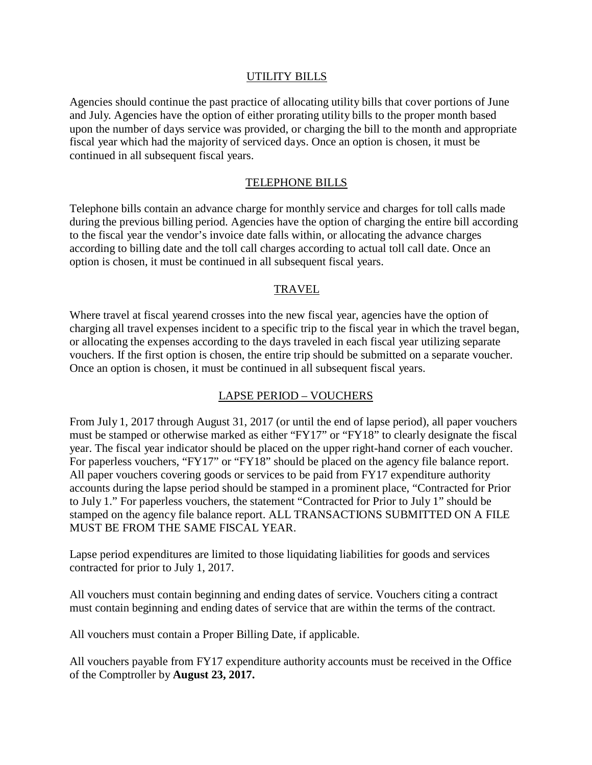## UTILITY BILLS

Agencies should continue the past practice of allocating utility bills that cover portions of June and July. Agencies have the option of either prorating utility bills to the proper month based upon the number of days service was provided, or charging the bill to the month and appropriate fiscal year which had the majority of serviced days. Once an option is chosen, it must be continued in all subsequent fiscal years.

## TELEPHONE BILLS

Telephone bills contain an advance charge for monthly service and charges for toll calls made during the previous billing period. Agencies have the option of charging the entire bill according to the fiscal year the vendor's invoice date falls within, or allocating the advance charges according to billing date and the toll call charges according to actual toll call date. Once an option is chosen, it must be continued in all subsequent fiscal years.

## TRAVEL

Where travel at fiscal yearend crosses into the new fiscal year, agencies have the option of charging all travel expenses incident to a specific trip to the fiscal year in which the travel began, or allocating the expenses according to the days traveled in each fiscal year utilizing separate vouchers. If the first option is chosen, the entire trip should be submitted on a separate voucher. Once an option is chosen, it must be continued in all subsequent fiscal years.

## LAPSE PERIOD – VOUCHERS

From July 1, 2017 through August 31, 2017 (or until the end of lapse period), all paper vouchers must be stamped or otherwise marked as either "FY17" or "FY18" to clearly designate the fiscal year. The fiscal year indicator should be placed on the upper right-hand corner of each voucher. For paperless vouchers, "FY17" or "FY18" should be placed on the agency file balance report. All paper vouchers covering goods or services to be paid from FY17 expenditure authority accounts during the lapse period should be stamped in a prominent place, "Contracted for Prior to July 1." For paperless vouchers, the statement "Contracted for Prior to July 1" should be stamped on the agency file balance report. ALL TRANSACTIONS SUBMITTED ON A FILE MUST BE FROM THE SAME FISCAL YEAR.

Lapse period expenditures are limited to those liquidating liabilities for goods and services contracted for prior to July 1, 2017.

All vouchers must contain beginning and ending dates of service. Vouchers citing a contract must contain beginning and ending dates of service that are within the terms of the contract.

All vouchers must contain a Proper Billing Date, if applicable.

All vouchers payable from FY17 expenditure authority accounts must be received in the Office of the Comptroller by **August 23, 2017.**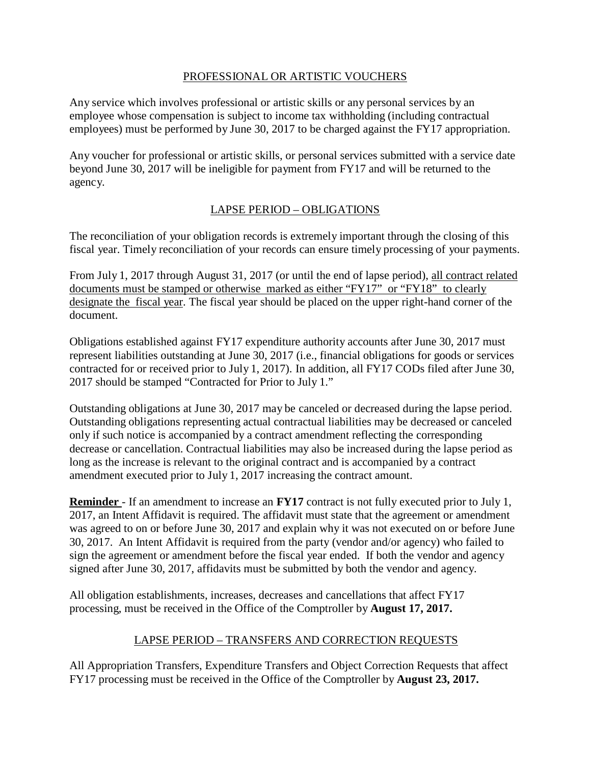## PROFESSIONAL OR ARTISTIC VOUCHERS

Any service which involves professional or artistic skills or any personal services by an employee whose compensation is subject to income tax withholding (including contractual employees) must be performed by June 30, 2017 to be charged against the FY17 appropriation.

Any voucher for professional or artistic skills, or personal services submitted with a service date beyond June 30, 2017 will be ineligible for payment from FY17 and will be returned to the agency.

## LAPSE PERIOD – OBLIGATIONS

The reconciliation of your obligation records is extremely important through the closing of this fiscal year. Timely reconciliation of your records can ensure timely processing of your payments.

From July 1, 2017 through August 31, 2017 (or until the end of lapse period), all contract related documents must be stamped or otherwise marked as either "FY17" or "FY18" to clearly designate the fiscal year. The fiscal year should be placed on the upper right-hand corner of the document.

Obligations established against FY17 expenditure authority accounts after June 30, 2017 must represent liabilities outstanding at June 30, 2017 (i.e., financial obligations for goods or services contracted for or received prior to July 1, 2017). In addition, all FY17 CODs filed after June 30, 2017 should be stamped "Contracted for Prior to July 1."

Outstanding obligations at June 30, 2017 may be canceled or decreased during the lapse period. Outstanding obligations representing actual contractual liabilities may be decreased or canceled only if such notice is accompanied by a contract amendment reflecting the corresponding decrease or cancellation. Contractual liabilities may also be increased during the lapse period as long as the increase is relevant to the original contract and is accompanied by a contract amendment executed prior to July 1, 2017 increasing the contract amount.

**Reminder** - If an amendment to increase an **FY17** contract is not fully executed prior to July 1, 2017, an Intent Affidavit is required. The affidavit must state that the agreement or amendment was agreed to on or before June 30, 2017 and explain why it was not executed on or before June 30, 2017. An Intent Affidavit is required from the party (vendor and/or agency) who failed to sign the agreement or amendment before the fiscal year ended. If both the vendor and agency signed after June 30, 2017, affidavits must be submitted by both the vendor and agency.

All obligation establishments, increases, decreases and cancellations that affect FY17 processing, must be received in the Office of the Comptroller by **August 17, 2017.**

## LAPSE PERIOD – TRANSFERS AND CORRECTION REQUESTS

All Appropriation Transfers, Expenditure Transfers and Object Correction Requests that affect FY17 processing must be received in the Office of the Comptroller by **August 23, 2017.**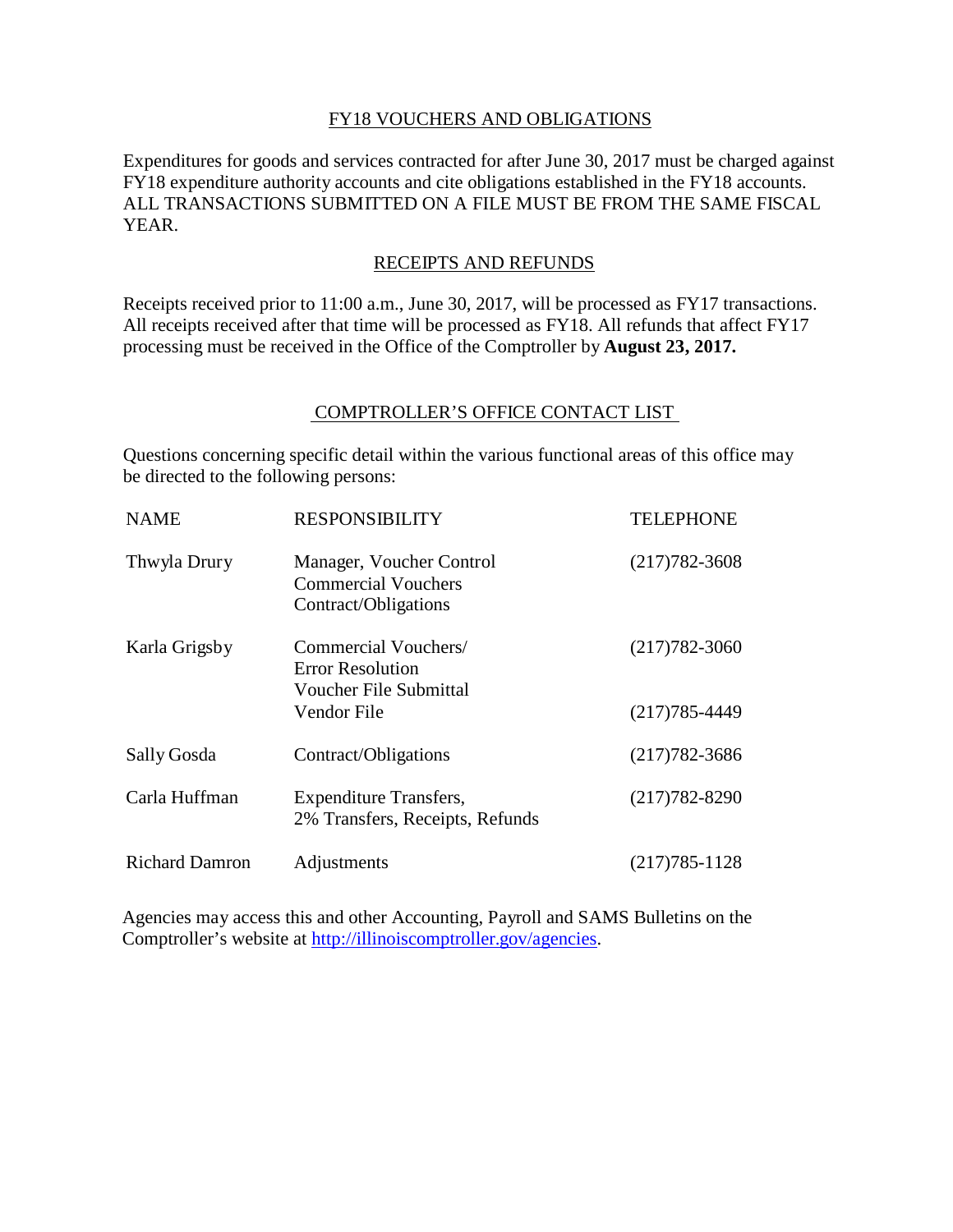## FY18 VOUCHERS AND OBLIGATIONS

Expenditures for goods and services contracted for after June 30, 2017 must be charged against FY18 expenditure authority accounts and cite obligations established in the FY18 accounts. ALL TRANSACTIONS SUBMITTED ON A FILE MUST BE FROM THE SAME FISCAL YEAR.

## RECEIPTS AND REFUNDS

Receipts received prior to 11:00 a.m., June 30, 2017, will be processed as FY17 transactions. All receipts received after that time will be processed as FY18. All refunds that affect FY17 processing must be received in the Office of the Comptroller by **August 23, 2017.**

## COMPTROLLER'S OFFICE CONTACT LIST

Questions concerning specific detail within the various functional areas of this office may be directed to the following persons:

| NAME | RESPONSIBILITY | TELEPHONE |
|---|---|---|
| Thwyla Drury | Manager, Voucher Control<br>Commercial Vouchers<br>Contract/Obligations | (217)782-3608 |
| Karla Grigsby | Commercial Vouchers/<br>Error Resolution<br>Voucher File Submittal | (217)782-3060 |
| | Vendor File | (217)785-4449 |
| Sally Gosda | Contract/Obligations | (217)782-3686 |
| Carla Huffman | Expenditure Transfers,<br>2% Transfers, Receipts, Refunds | (217)782-8290 |
| Richard Damron | Adjustments | (217)785-1128 |

Agencies may access this and other Accounting, Payroll and SAMS Bulletins on the Comptroller's website at http://illinoiscomptroller.gov/agencies.